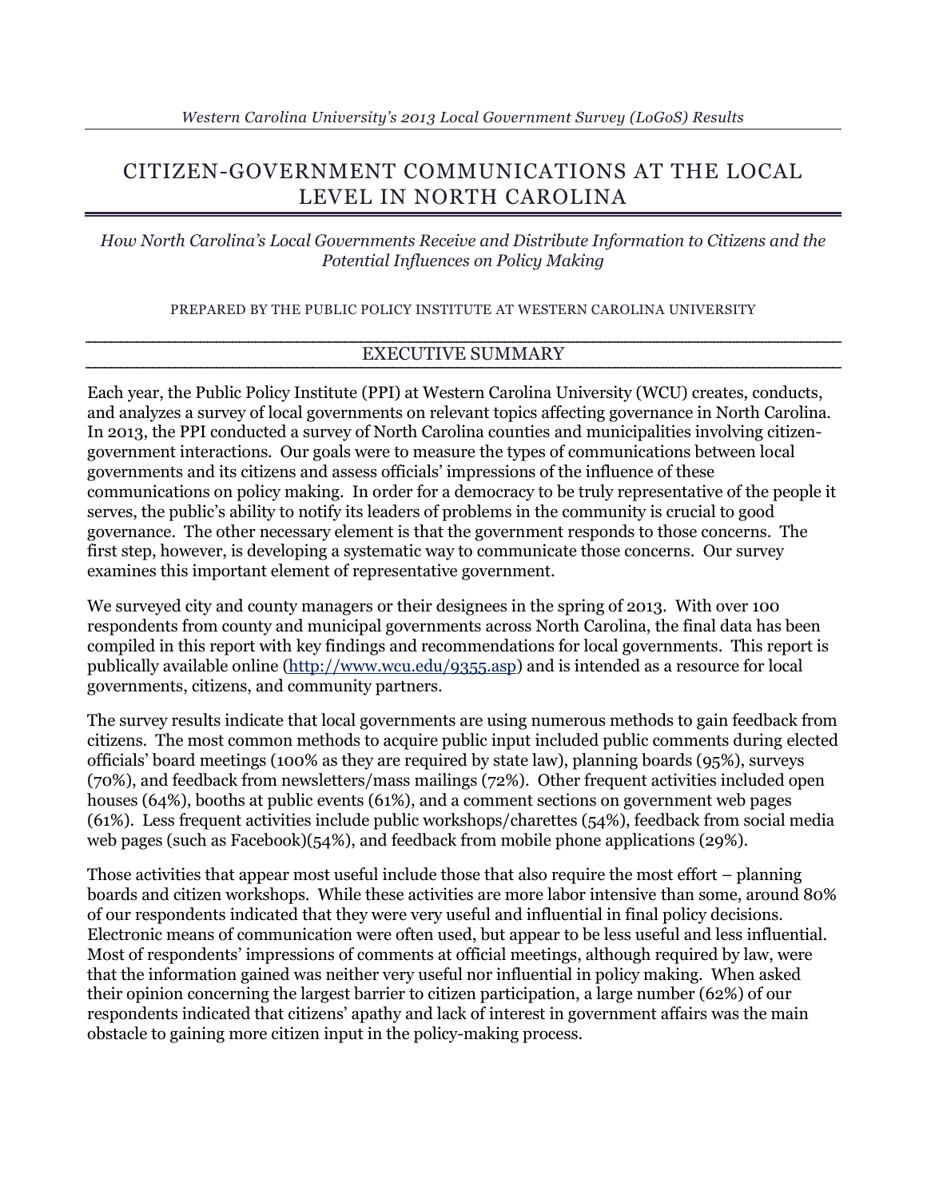*Western Carolina University's 2013 Local Government Survey (LoGoS) Results*

# CITIZEN-GOVERNMENT COMMUNICATIONS AT THE LOCAL LEVEL IN NORTH CAROLINA

*How North Carolina's Local Governments Receive and Distribute Information to Citizens and the Potential Influences on Policy Making*

PREPARED BY THE PUBLIC POLICY INSTITUTE AT WESTERN CAROLINA UNIVERSITY

## EXECUTIVE SUMMARY

Each year, the Public Policy Institute (PPI) at Western Carolina University (WCU) creates, conducts, and analyzes a survey of local governments on relevant topics affecting governance in North Carolina. In 2013, the PPI conducted a survey of North Carolina counties and municipalities involving citizen-government interactions. Our goals were to measure the types of communications between local governments and its citizens and assess officials' impressions of the influence of these communications on policy making. In order for a democracy to be truly representative of the people it serves, the public's ability to notify its leaders of problems in the community is crucial to good governance. The other necessary element is that the government responds to those concerns. The first step, however, is developing a systematic way to communicate those concerns. Our survey examines this important element of representative government.

We surveyed city and county managers or their designees in the spring of 2013. With over 100 respondents from county and municipal governments across North Carolina, the final data has been compiled in this report with key findings and recommendations for local governments. This report is publically available online (http://www.wcu.edu/9355.asp) and is intended as a resource for local governments, citizens, and community partners.

The survey results indicate that local governments are using numerous methods to gain feedback from citizens. The most common methods to acquire public input included public comments during elected officials' board meetings (100% as they are required by state law), planning boards (95%), surveys (70%), and feedback from newsletters/mass mailings (72%). Other frequent activities included open houses (64%), booths at public events (61%), and a comment sections on government web pages (61%). Less frequent activities include public workshops/charettes (54%), feedback from social media web pages (such as Facebook)(54%), and feedback from mobile phone applications (29%).

Those activities that appear most useful include those that also require the most effort – planning boards and citizen workshops. While these activities are more labor intensive than some, around 80% of our respondents indicated that they were very useful and influential in final policy decisions. Electronic means of communication were often used, but appear to be less useful and less influential. Most of respondents' impressions of comments at official meetings, although required by law, were that the information gained was neither very useful nor influential in policy making. When asked their opinion concerning the largest barrier to citizen participation, a large number (62%) of our respondents indicated that citizens' apathy and lack of interest in government affairs was the main obstacle to gaining more citizen input in the policy-making process.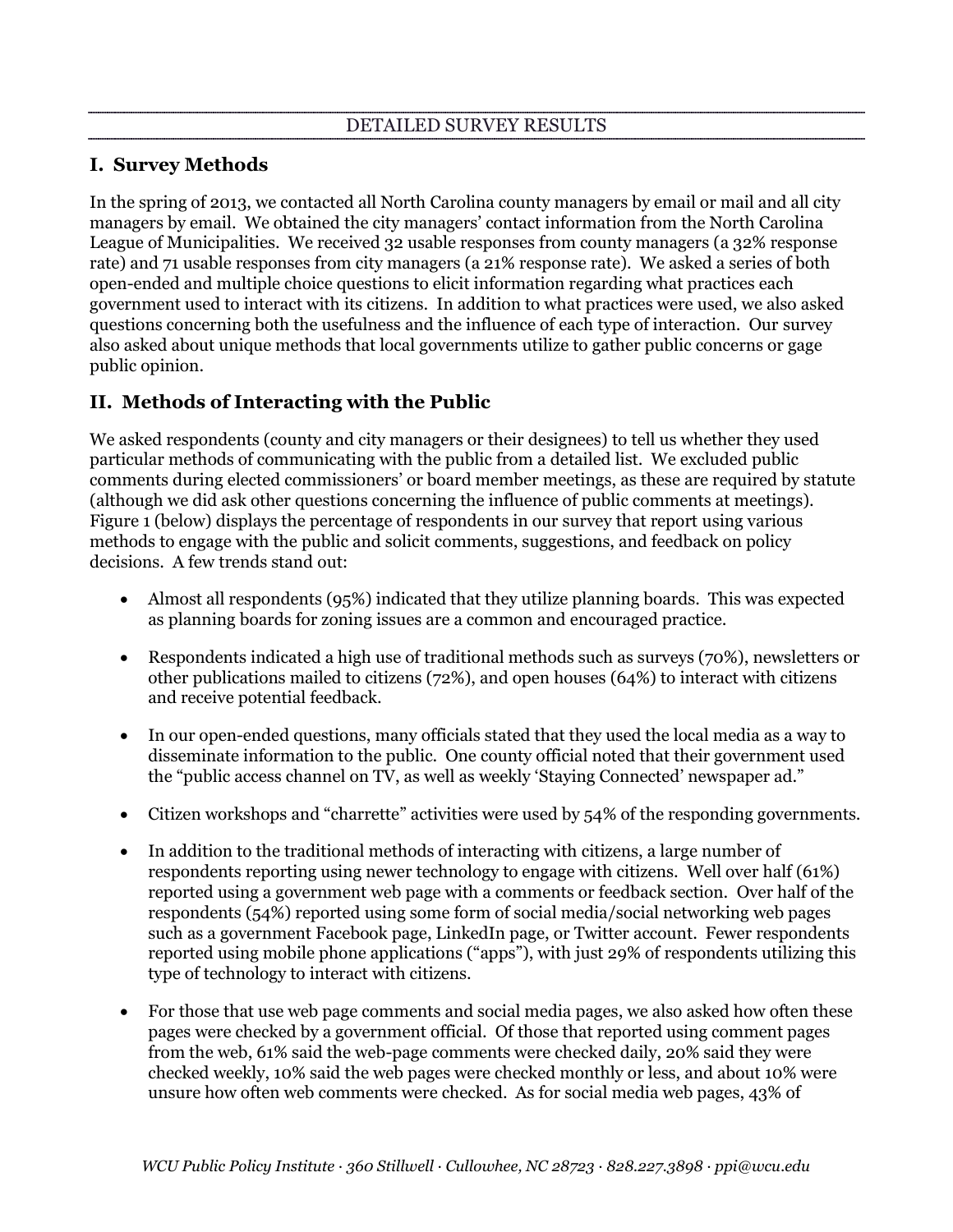DETAILED SURVEY RESULTS

## I. Survey Methods

In the spring of 2013, we contacted all North Carolina county managers by email or mail and all city managers by email. We obtained the city managers' contact information from the North Carolina League of Municipalities. We received 32 usable responses from county managers (a 32% response rate) and 71 usable responses from city managers (a 21% response rate). We asked a series of both open-ended and multiple choice questions to elicit information regarding what practices each government used to interact with its citizens. In addition to what practices were used, we also asked questions concerning both the usefulness and the influence of each type of interaction. Our survey also asked about unique methods that local governments utilize to gather public concerns or gage public opinion.

## II. Methods of Interacting with the Public

We asked respondents (county and city managers or their designees) to tell us whether they used particular methods of communicating with the public from a detailed list. We excluded public comments during elected commissioners' or board member meetings, as these are required by statute (although we did ask other questions concerning the influence of public comments at meetings). Figure 1 (below) displays the percentage of respondents in our survey that report using various methods to engage with the public and solicit comments, suggestions, and feedback on policy decisions. A few trends stand out:

- Almost all respondents (95%) indicated that they utilize planning boards. This was expected as planning boards for zoning issues are a common and encouraged practice.

- Respondents indicated a high use of traditional methods such as surveys (70%), newsletters or other publications mailed to citizens (72%), and open houses (64%) to interact with citizens and receive potential feedback.

- In our open-ended questions, many officials stated that they used the local media as a way to disseminate information to the public. One county official noted that their government used the "public access channel on TV, as well as weekly 'Staying Connected' newspaper ad."

- Citizen workshops and "charrette" activities were used by 54% of the responding governments.

- In addition to the traditional methods of interacting with citizens, a large number of respondents reporting using newer technology to engage with citizens. Well over half (61%) reported using a government web page with a comments or feedback section. Over half of the respondents (54%) reported using some form of social media/social networking web pages such as a government Facebook page, LinkedIn page, or Twitter account. Fewer respondents reported using mobile phone applications ("apps"), with just 29% of respondents utilizing this type of technology to interact with citizens.

- For those that use web page comments and social media pages, we also asked how often these pages were checked by a government official. Of those that reported using comment pages from the web, 61% said the web-page comments were checked daily, 20% said they were checked weekly, 10% said the web pages were checked monthly or less, and about 10% were unsure how often web comments were checked. As for social media web pages, 43% of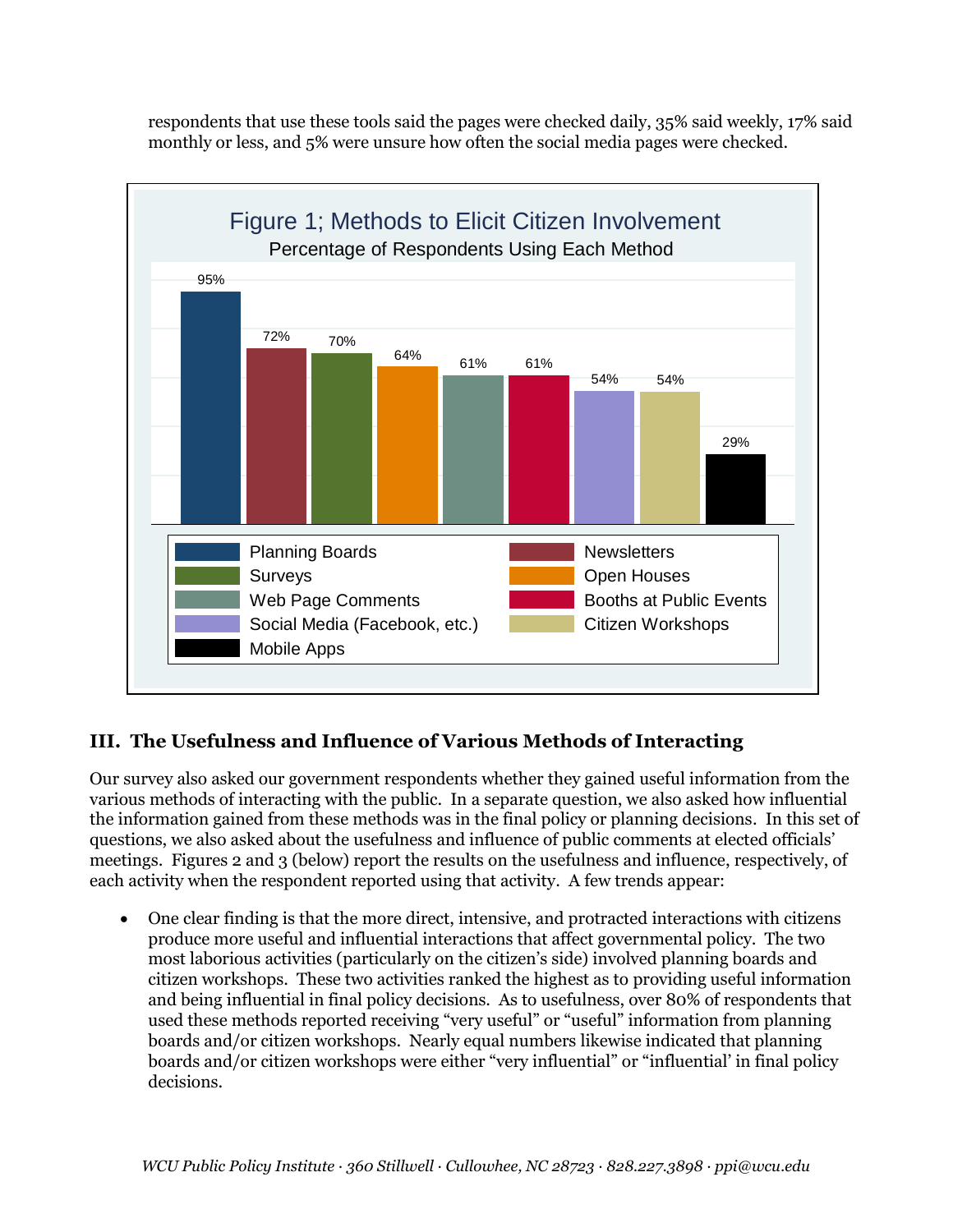respondents that use these tools said the pages were checked daily, 35% said weekly, 17% said monthly or less, and 5% were unsure how often the social media pages were checked.

**Figure 1; Methods to Elicit Citizen Involvement**

Percentage of Respondents Using Each Method

| Method | Percentage |
| --- | --- |
| Planning Boards | 95% |
| Newsletters | 72% |
| Surveys | 70% |
| Open Houses | 64% |
| Web Page Comments | 61% |
| Booths at Public Events | 61% |
| Social Media (Facebook, etc.) | 54% |
| Citizen Workshops | 54% |
| Mobile Apps | 29% |

## III. The Usefulness and Influence of Various Methods of Interacting

Our survey also asked our government respondents whether they gained useful information from the various methods of interacting with the public. In a separate question, we also asked how influential the information gained from these methods was in the final policy or planning decisions. In this set of questions, we also asked about the usefulness and influence of public comments at elected officials' meetings. Figures 2 and 3 (below) report the results on the usefulness and influence, respectively, of each activity when the respondent reported using that activity. A few trends appear:

- One clear finding is that the more direct, intensive, and protracted interactions with citizens produce more useful and influential interactions that affect governmental policy. The two most laborious activities (particularly on the citizen's side) involved planning boards and citizen workshops. These two activities ranked the highest as to providing useful information and being influential in final policy decisions. As to usefulness, over 80% of respondents that used these methods reported receiving "very useful" or "useful" information from planning boards and/or citizen workshops. Nearly equal numbers likewise indicated that planning boards and/or citizen workshops were either "very influential" or "influential' in final policy decisions.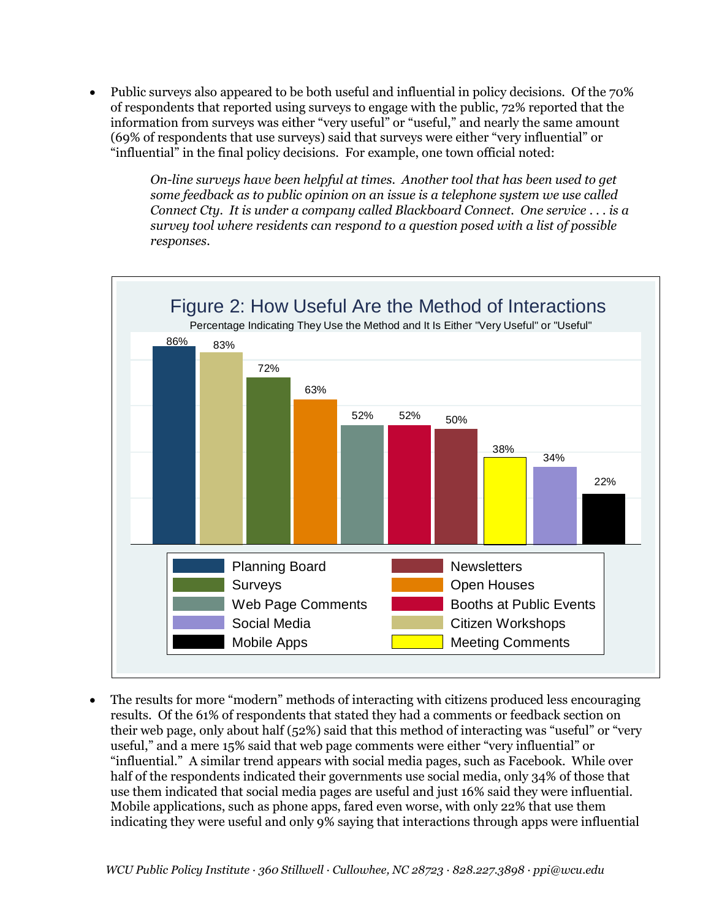- Public surveys also appeared to be both useful and influential in policy decisions. Of the 70% of respondents that reported using surveys to engage with the public, 72% reported that the information from surveys was either "very useful" or "useful," and nearly the same amount (69% of respondents that use surveys) said that surveys were either "very influential" or "influential" in the final policy decisions. For example, one town official noted:

> *On-line surveys have been helpful at times. Another tool that has been used to get some feedback as to public opinion on an issue is a telephone system we use called Connect Cty. It is under a company called Blackboard Connect. One service . . . is a survey tool where residents can respond to a question posed with a list of possible responses.*

**Figure 2: How Useful Are the Method of Interactions**

Percentage Indicating They Use the Method and It Is Either "Very Useful" or "Useful"

| Method | Percentage |
|---|---|
| Planning Board | 86% |
| Citizen Workshops | 83% |
| Surveys | 72% |
| Open Houses | 63% |
| Web Page Comments | 52% |
| Booths at Public Events | 52% |
| Newsletters | 50% |
| Meeting Comments | 38% |
| Social Media | 34% |
| Mobile Apps | 22% |

- The results for more "modern" methods of interacting with citizens produced less encouraging results. Of the 61% of respondents that stated they had a comments or feedback section on their web page, only about half (52%) said that this method of interacting was "useful" or "very useful," and a mere 15% said that web page comments were either "very influential" or "influential." A similar trend appears with social media pages, such as Facebook. While over half of the respondents indicated their governments use social media, only 34% of those that use them indicated that social media pages are useful and just 16% said they were influential. Mobile applications, such as phone apps, fared even worse, with only 22% that use them indicating they were useful and only 9% saying that interactions through apps were influential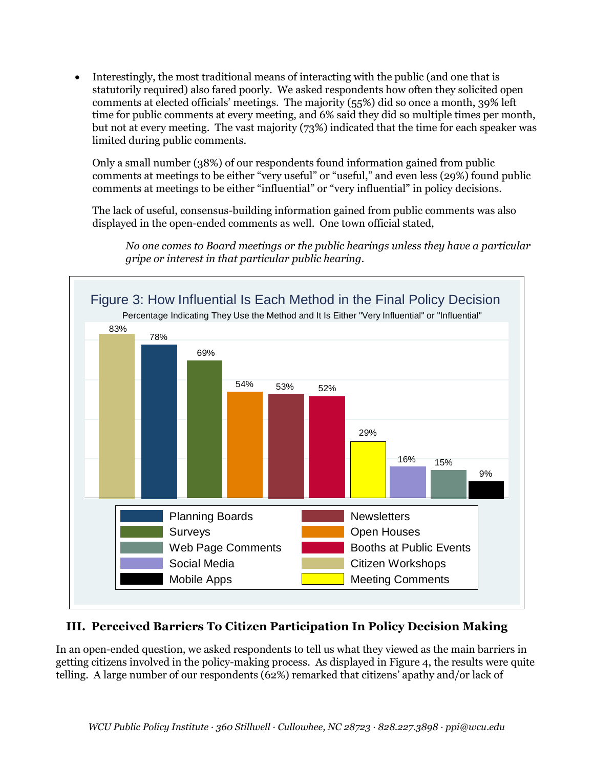- Interestingly, the most traditional means of interacting with the public (and one that is statutorily required) also fared poorly. We asked respondents how often they solicited open comments at elected officials' meetings. The majority (55%) did so once a month, 39% left time for public comments at every meeting, and 6% said they did so multiple times per month, but not at every meeting. The vast majority (73%) indicated that the time for each speaker was limited during public comments.

  Only a small number (38%) of our respondents found information gained from public comments at meetings to be either "very useful" or "useful," and even less (29%) found public comments at meetings to be either "influential" or "very influential" in policy decisions.

  The lack of useful, consensus-building information gained from public comments was also displayed in the open-ended comments as well. One town official stated,

  > *No one comes to Board meetings or the public hearings unless they have a particular gripe or interest in that particular public hearing.*

**Figure 3: How Influential Is Each Method in the Final Policy Decision**

Percentage Indicating They Use the Method and It Is Either "Very Influential" or "Influential"

| Method | Percentage |
|---|---|
| Citizen Workshops | 83% |
| Planning Boards | 78% |
| Surveys | 69% |
| Open Houses | 54% |
| Newsletters | 53% |
| Booths at Public Events | 52% |
| Meeting Comments | 29% |
| Social Media | 16% |
| Web Page Comments | 15% |
| Mobile Apps | 9% |

## III. Perceived Barriers To Citizen Participation In Policy Decision Making

In an open-ended question, we asked respondents to tell us what they viewed as the main barriers in getting citizens involved in the policy-making process. As displayed in Figure 4, the results were quite telling. A large number of our respondents (62%) remarked that citizens' apathy and/or lack of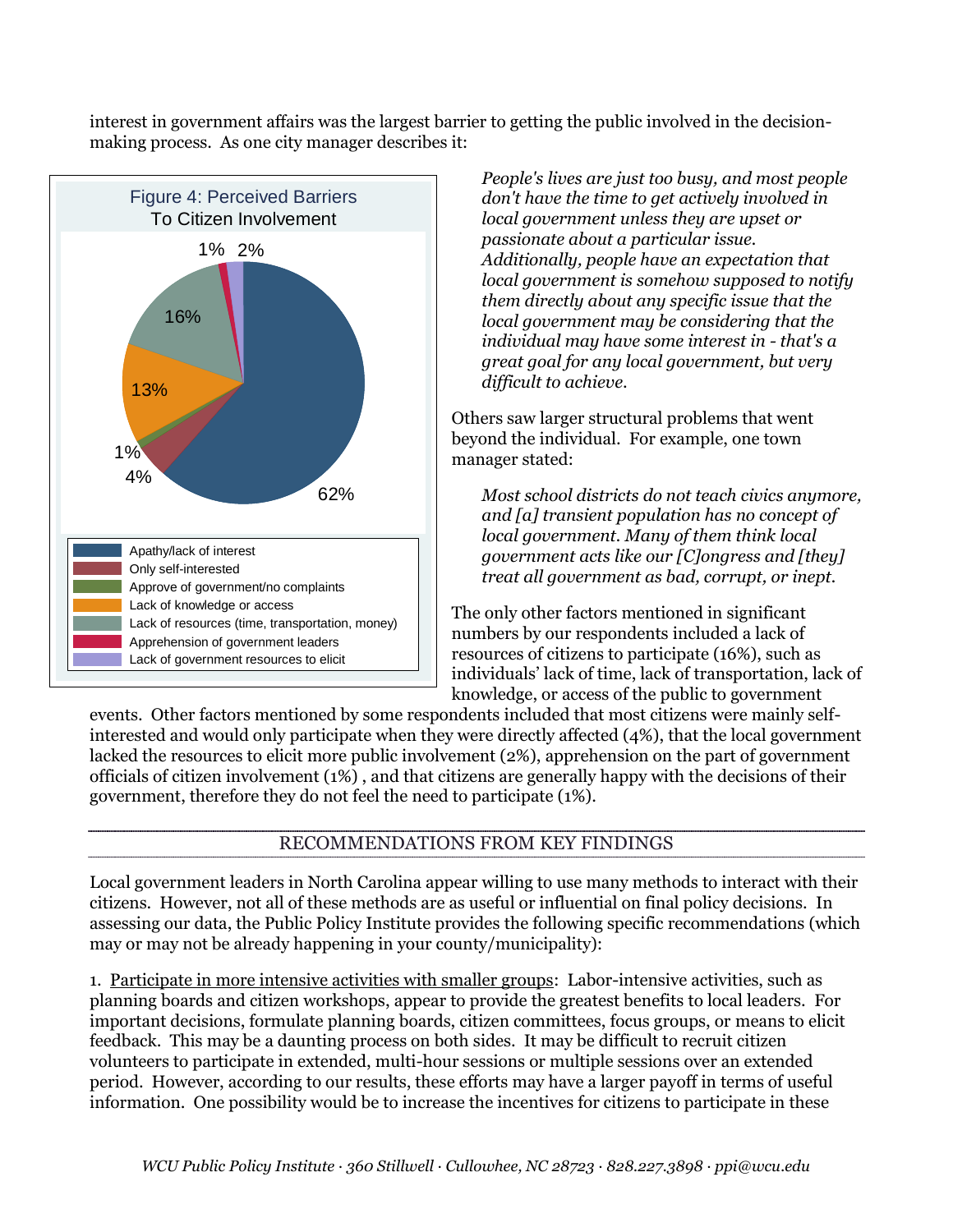interest in government affairs was the largest barrier to getting the public involved in the decision-making process. As one city manager describes it:

Figure 4: Perceived Barriers To Citizen Involvement

| Barrier | Percent |
|---|---|
| Apathy/lack of interest | 62% |
| Only self-interested | 4% |
| Approve of government/no complaints | 1% |
| Lack of knowledge or access | 13% |
| Lack of resources (time, transportation, money) | 16% |
| Apprehension of government leaders | 1% |
| Lack of government resources to elicit | 2% |

> *People's lives are just too busy, and most people don't have the time to get actively involved in local government unless they are upset or passionate about a particular issue. Additionally, people have an expectation that local government is somehow supposed to notify them directly about any specific issue that the local government may be considering that the individual may have some interest in - that's a great goal for any local government, but very difficult to achieve.*

Others saw larger structural problems that went beyond the individual. For example, one town manager stated:

> *Most school districts do not teach civics anymore, and [a] transient population has no concept of local government. Many of them think local government acts like our [C]ongress and [they] treat all government as bad, corrupt, or inept.*

The only other factors mentioned in significant numbers by our respondents included a lack of resources of citizens to participate (16%), such as individuals' lack of time, lack of transportation, lack of knowledge, or access of the public to government events. Other factors mentioned by some respondents included that most citizens were mainly self-interested and would only participate when they were directly affected (4%), that the local government lacked the resources to elicit more public involvement (2%), apprehension on the part of government officials of citizen involvement (1%) , and that citizens are generally happy with the decisions of their government, therefore they do not feel the need to participate (1%).

## RECOMMENDATIONS FROM KEY FINDINGS

Local government leaders in North Carolina appear willing to use many methods to interact with their citizens. However, not all of these methods are as useful or influential on final policy decisions. In assessing our data, the Public Policy Institute provides the following specific recommendations (which may or may not be already happening in your county/municipality):

1. <u>Participate in more intensive activities with smaller groups</u>: Labor-intensive activities, such as planning boards and citizen workshops, appear to provide the greatest benefits to local leaders. For important decisions, formulate planning boards, citizen committees, focus groups, or means to elicit feedback. This may be a daunting process on both sides. It may be difficult to recruit citizen volunteers to participate in extended, multi-hour sessions or multiple sessions over an extended period. However, according to our results, these efforts may have a larger payoff in terms of useful information. One possibility would be to increase the incentives for citizens to participate in these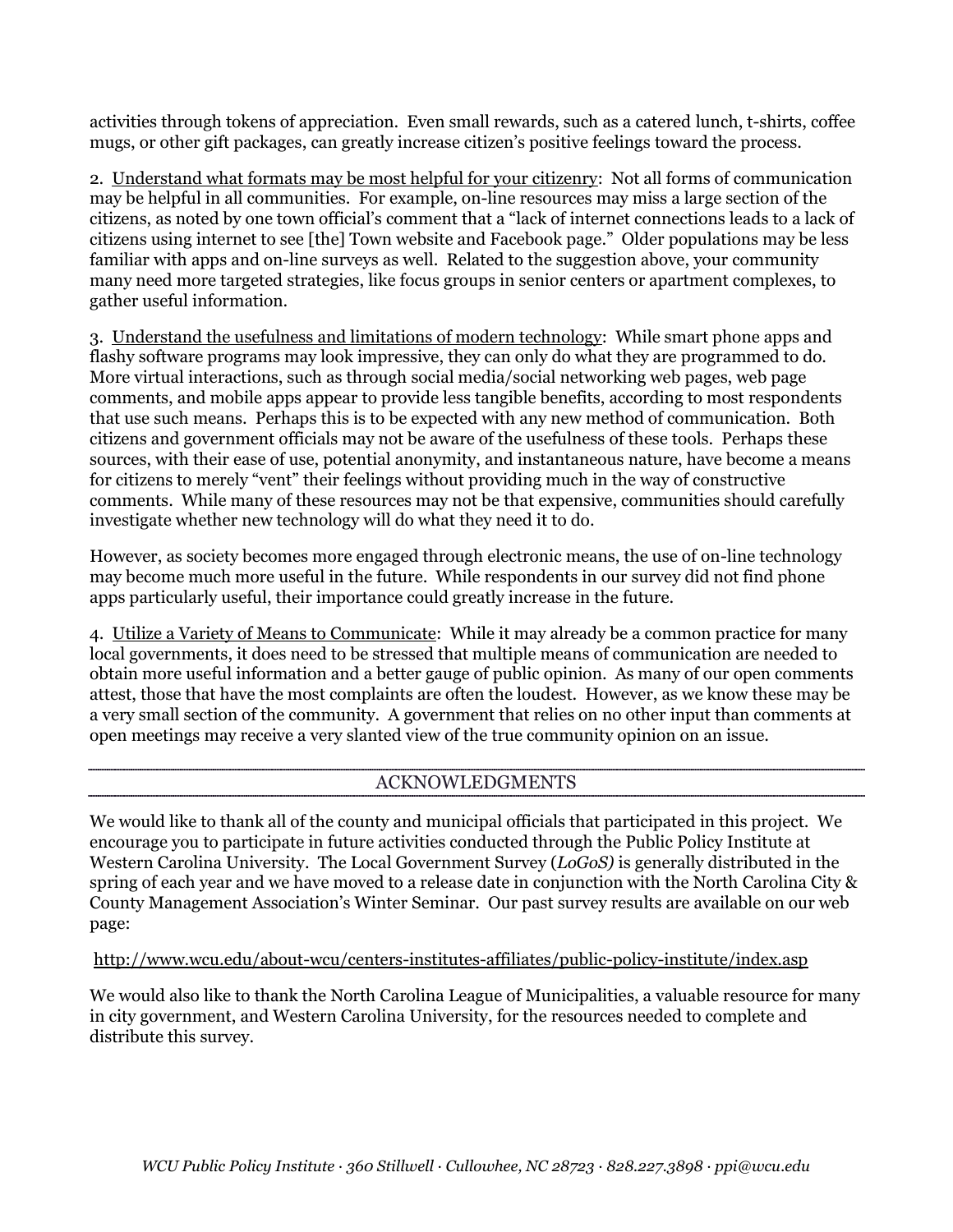activities through tokens of appreciation. Even small rewards, such as a catered lunch, t-shirts, coffee mugs, or other gift packages, can greatly increase citizen's positive feelings toward the process.

2. Understand what formats may be most helpful for your citizenry: Not all forms of communication may be helpful in all communities. For example, on-line resources may miss a large section of the citizens, as noted by one town official's comment that a "lack of internet connections leads to a lack of citizens using internet to see [the] Town website and Facebook page." Older populations may be less familiar with apps and on-line surveys as well. Related to the suggestion above, your community many need more targeted strategies, like focus groups in senior centers or apartment complexes, to gather useful information.

3. Understand the usefulness and limitations of modern technology: While smart phone apps and flashy software programs may look impressive, they can only do what they are programmed to do. More virtual interactions, such as through social media/social networking web pages, web page comments, and mobile apps appear to provide less tangible benefits, according to most respondents that use such means. Perhaps this is to be expected with any new method of communication. Both citizens and government officials may not be aware of the usefulness of these tools. Perhaps these sources, with their ease of use, potential anonymity, and instantaneous nature, have become a means for citizens to merely "vent" their feelings without providing much in the way of constructive comments. While many of these resources may not be that expensive, communities should carefully investigate whether new technology will do what they need it to do.

However, as society becomes more engaged through electronic means, the use of on-line technology may become much more useful in the future. While respondents in our survey did not find phone apps particularly useful, their importance could greatly increase in the future.

4. Utilize a Variety of Means to Communicate: While it may already be a common practice for many local governments, it does need to be stressed that multiple means of communication are needed to obtain more useful information and a better gauge of public opinion. As many of our open comments attest, those that have the most complaints are often the loudest. However, as we know these may be a very small section of the community. A government that relies on no other input than comments at open meetings may receive a very slanted view of the true community opinion on an issue.

## ACKNOWLEDGMENTS

We would like to thank all of the county and municipal officials that participated in this project. We encourage you to participate in future activities conducted through the Public Policy Institute at Western Carolina University. The Local Government Survey (*LoGoS)* is generally distributed in the spring of each year and we have moved to a release date in conjunction with the North Carolina City & County Management Association's Winter Seminar. Our past survey results are available on our web page:

http://www.wcu.edu/about-wcu/centers-institutes-affiliates/public-policy-institute/index.asp

We would also like to thank the North Carolina League of Municipalities, a valuable resource for many in city government, and Western Carolina University, for the resources needed to complete and distribute this survey.